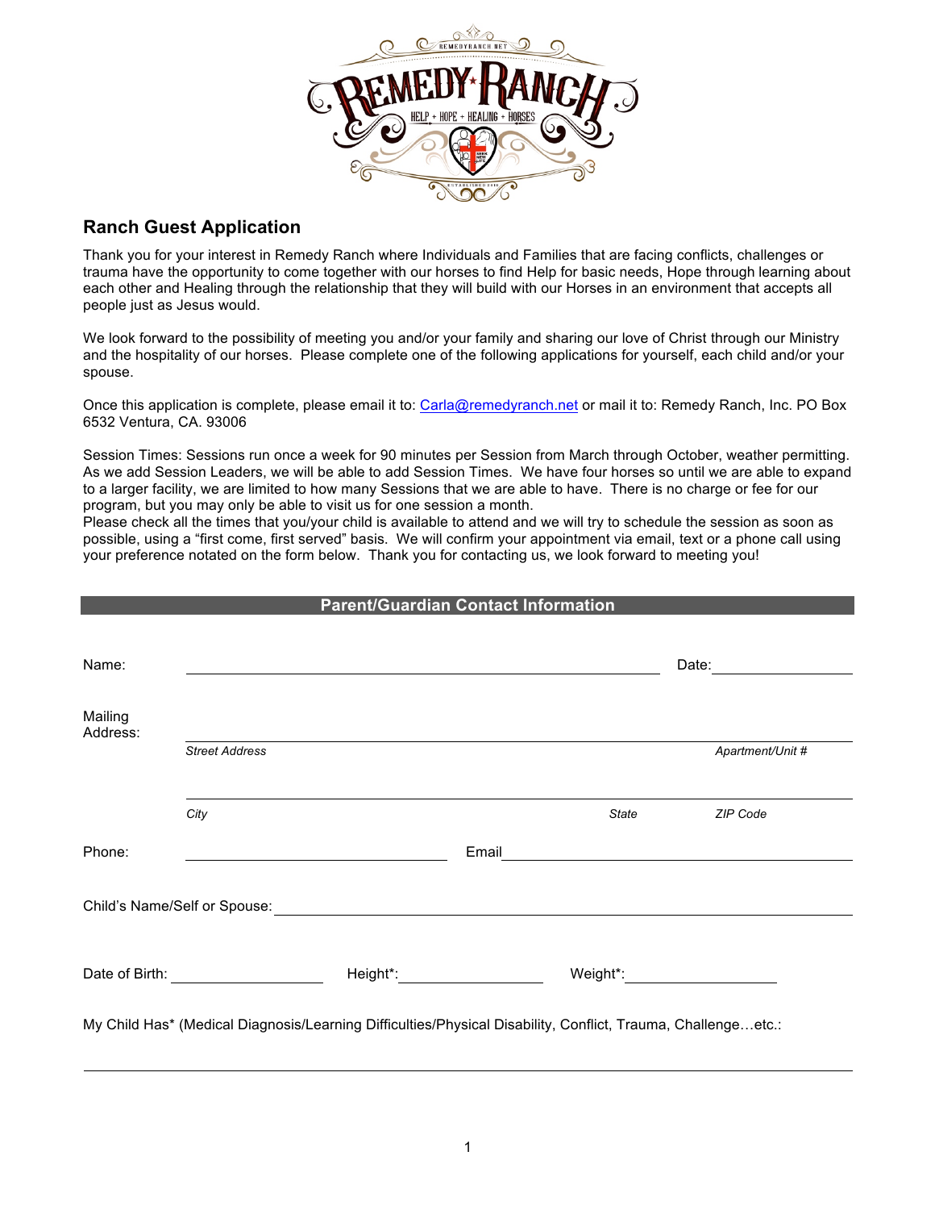## Ranch Guest Application

Thank you for your interest in Remedy Ranch where Individuals and Families that are facing conflicts, challenges or trauma have the opportunity to come together with our horses to find Help for basic needs, Hope through learning about each other and Healing through the relationship that they will build with our Horses in an environment that accepts all people just as Jesus would.

We look forward to the possibility of meeting you and/or your family and sharing our love of Christ through our Ministry and the hospitality of our horses. Please complete one of the following applications for yourself, each child and/or your spouse.

Once this application is complete, please email it to: Carla@remedyranch.net or mail it to: Remedy Ranch, Inc. PO Box 6532 Ventura, CA. 93006

Session Times: Sessions run once a week for 90 minutes per Session from March through October, weather permitting. As we add Session Leaders, we will be able to add Session Times. We have four horses so until we are able to expand to a larger facility, we are limited to how many Sessions that we are able to have. There is no charge or fee for our program, but you may only be able to visit us for one session a month.
Please check all the times that you/your child is available to attend and we will try to schedule the session as soon as possible, using a "first come, first served" basis. We will confirm your appointment via email, text or a phone call using your preference notated on the form below. Thank you for contacting us, we look forward to meeting you!

### Parent/Guardian Contact Information

Name: ______________________________ Date: ______________

Mailing Address: ______________________________
*Street Address* *Apartment/Unit #*

______________________________
*City* *State* *ZIP Code*

Phone: ______________________ Email ______________________

Child's Name/Self or Spouse: ______________________________

Date of Birth: ______________ Height*: ______________ Weight*: ______________

My Child Has* (Medical Diagnosis/Learning Difficulties/Physical Disability, Conflict, Trauma, Challenge…etc.:

______________________________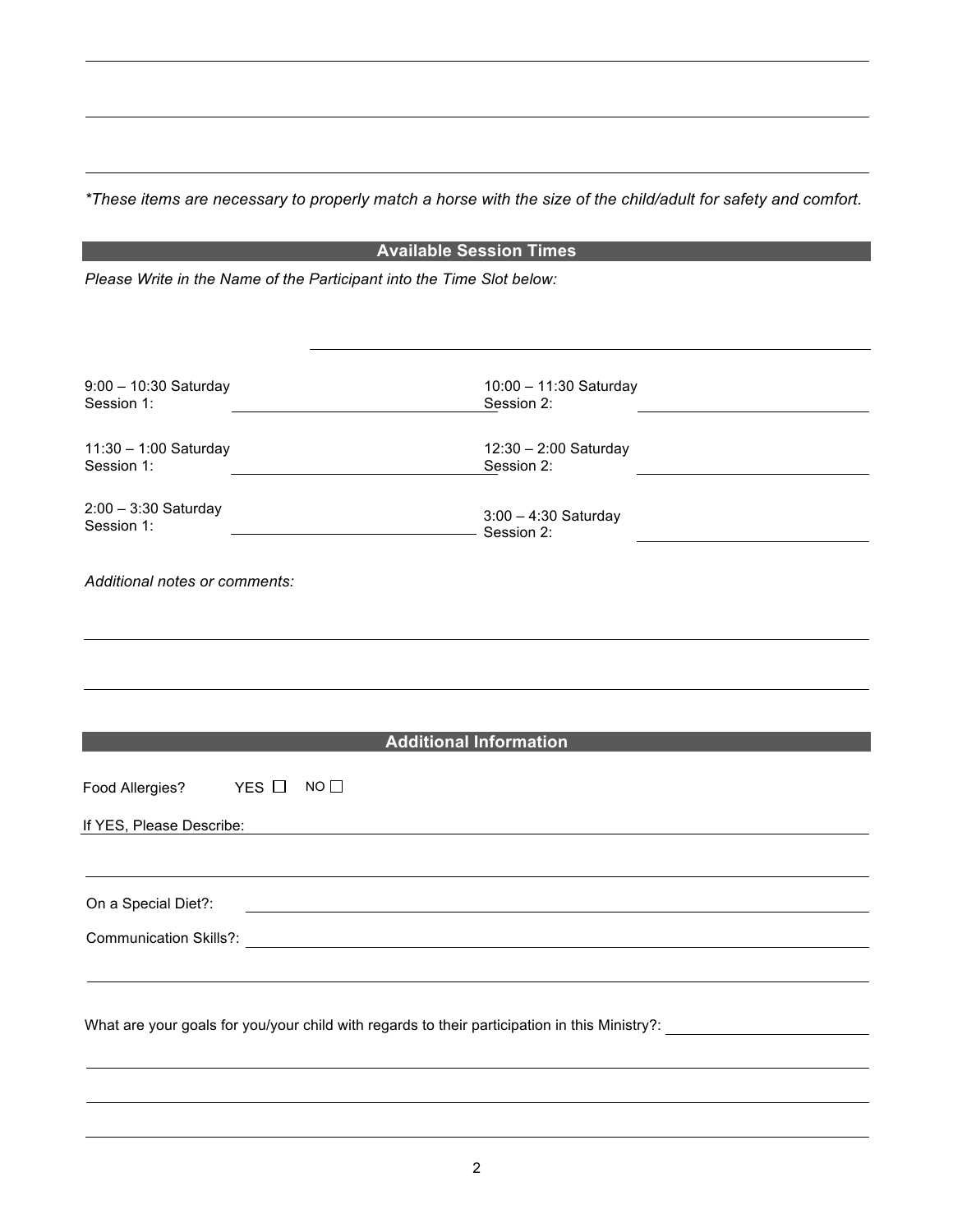*These items are necessary to properly match a horse with the size of the child/adult for safety and comfort.

## Available Session Times

*Please Write in the Name of the Participant into the Time Slot below:*

| | | | |
|---|---|---|---|
| 9:00 – 10:30 Saturday<br>Session 1: | | 10:00 – 11:30 Saturday<br>Session 2: | |
| 11:30 – 1:00 Saturday<br>Session 1: | | 12:30 – 2:00 Saturday<br>Session 2: | |
| 2:00 – 3:30 Saturday<br>Session 1: | | 3:00 – 4:30 Saturday<br>Session 2: | |

*Additional notes or comments:*

## Additional Information

Food Allergies? YES ☐ NO ☐

If YES, Please Describe:

On a Special Diet?:

Communication Skills?:

What are your goals for you/your child with regards to their participation in this Ministry?: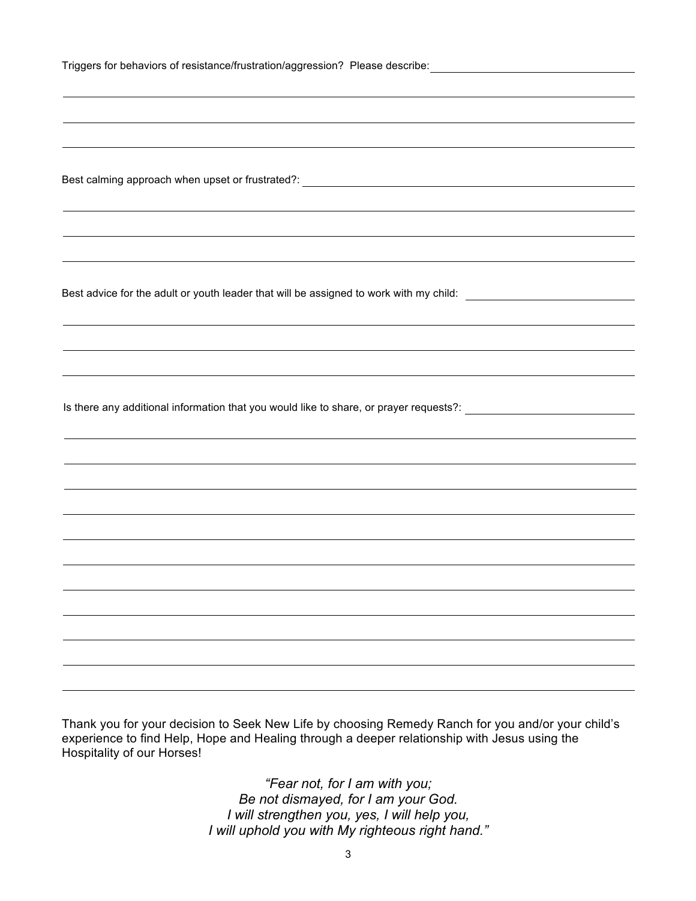Triggers for behaviors of resistance/frustration/aggression? Please describe: \_\_\_\_\_\_\_\_\_\_\_\_\_\_\_\_\_\_\_\_

Best calming approach when upset or frustrated?: \_\_\_\_\_\_\_\_\_\_\_\_\_\_\_\_\_\_\_\_

Best advice for the adult or youth leader that will be assigned to work with my child: \_\_\_\_\_\_\_\_\_\_\_\_\_\_\_\_\_\_\_\_

Is there any additional information that you would like to share, or prayer requests?: \_\_\_\_\_\_\_\_\_\_\_\_\_\_\_\_\_\_\_\_

Thank you for your decision to Seek New Life by choosing Remedy Ranch for you and/or your child's experience to find Help, Hope and Healing through a deeper relationship with Jesus using the Hospitality of our Horses!

*"Fear not, for I am with you;*
*Be not dismayed, for I am your God.*
*I will strengthen you, yes, I will help you,*
*I will uphold you with My righteous right hand."*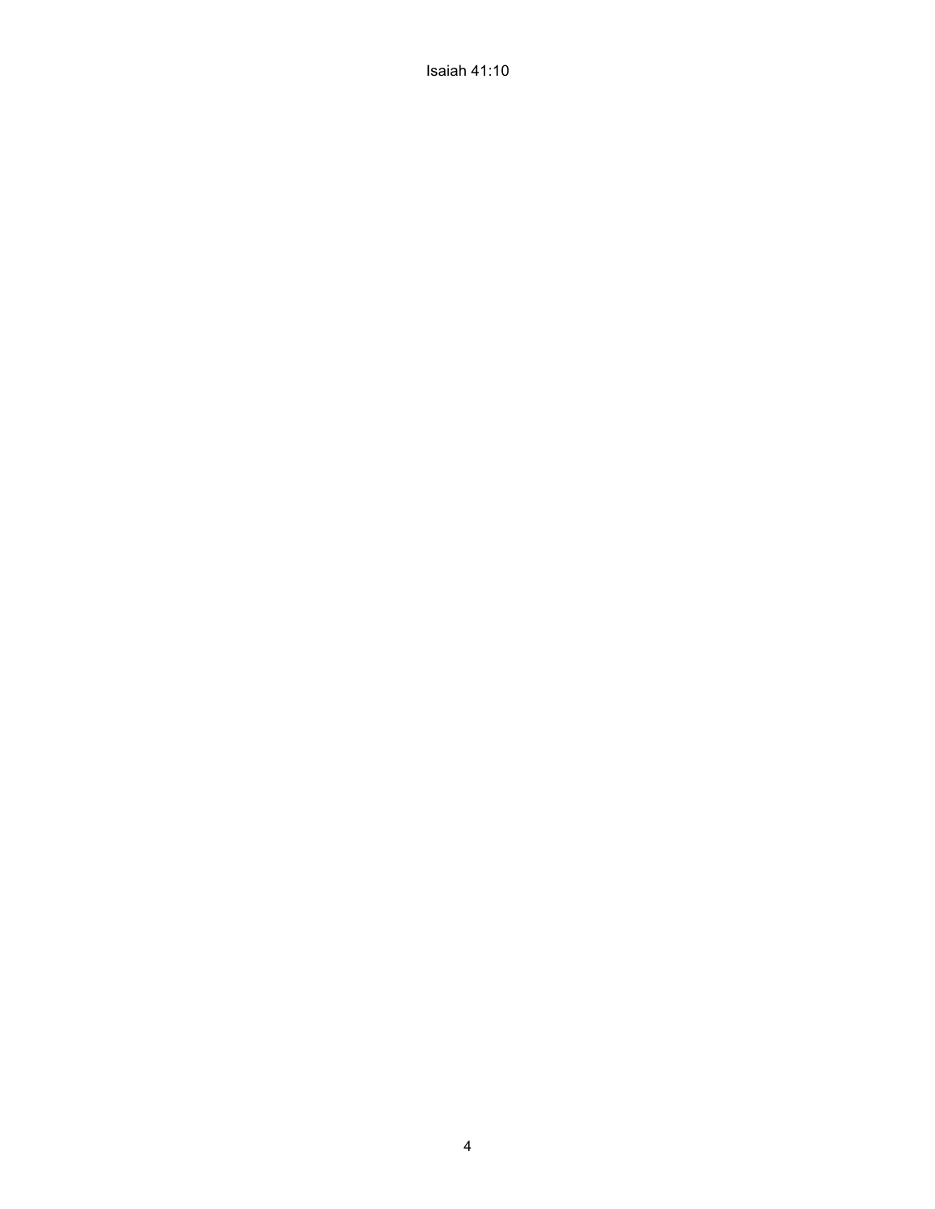Isaiah 41:10